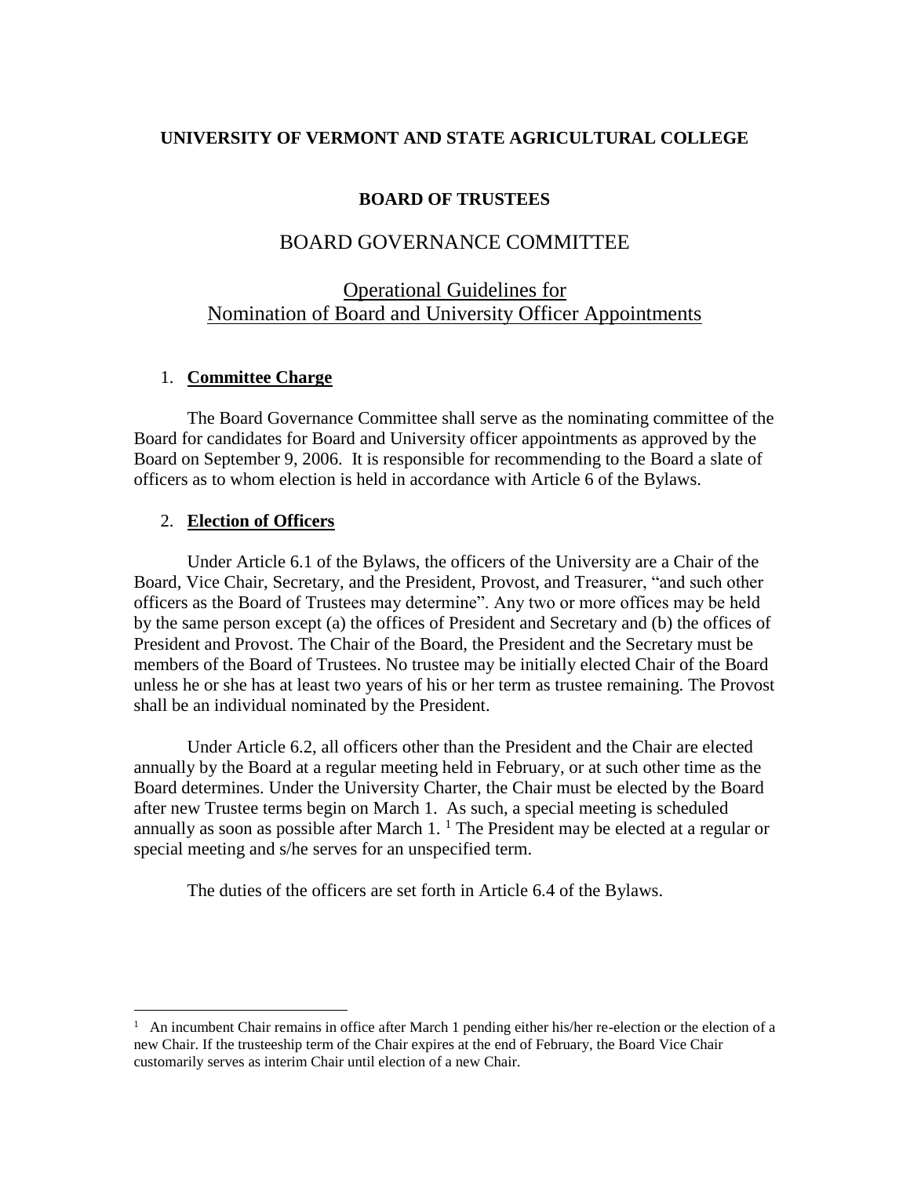**UNIVERSITY OF VERMONT AND STATE AGRICULTURAL COLLEGE**

**BOARD OF TRUSTEES**

# BOARD GOVERNANCE COMMITTEE

## Operational Guidelines for Nomination of Board and University Officer Appointments

1. **Committee Charge**

The Board Governance Committee shall serve as the nominating committee of the Board for candidates for Board and University officer appointments as approved by the Board on September 9, 2006. It is responsible for recommending to the Board a slate of officers as to whom election is held in accordance with Article 6 of the Bylaws.

2. **Election of Officers**

Under Article 6.1 of the Bylaws, the officers of the University are a Chair of the Board, Vice Chair, Secretary, and the President, Provost, and Treasurer, "and such other officers as the Board of Trustees may determine". Any two or more offices may be held by the same person except (a) the offices of President and Secretary and (b) the offices of President and Provost. The Chair of the Board, the President and the Secretary must be members of the Board of Trustees. No trustee may be initially elected Chair of the Board unless he or she has at least two years of his or her term as trustee remaining. The Provost shall be an individual nominated by the President.

Under Article 6.2, all officers other than the President and the Chair are elected annually by the Board at a regular meeting held in February, or at such other time as the Board determines. Under the University Charter, the Chair must be elected by the Board after new Trustee terms begin on March 1. As such, a special meeting is scheduled annually as soon as possible after March 1. [1] The President may be elected at a regular or special meeting and s/he serves for an unspecified term.

The duties of the officers are set forth in Article 6.4 of the Bylaws.

---

[1] An incumbent Chair remains in office after March 1 pending either his/her re-election or the election of a new Chair. If the trusteeship term of the Chair expires at the end of February, the Board Vice Chair customarily serves as interim Chair until election of a new Chair.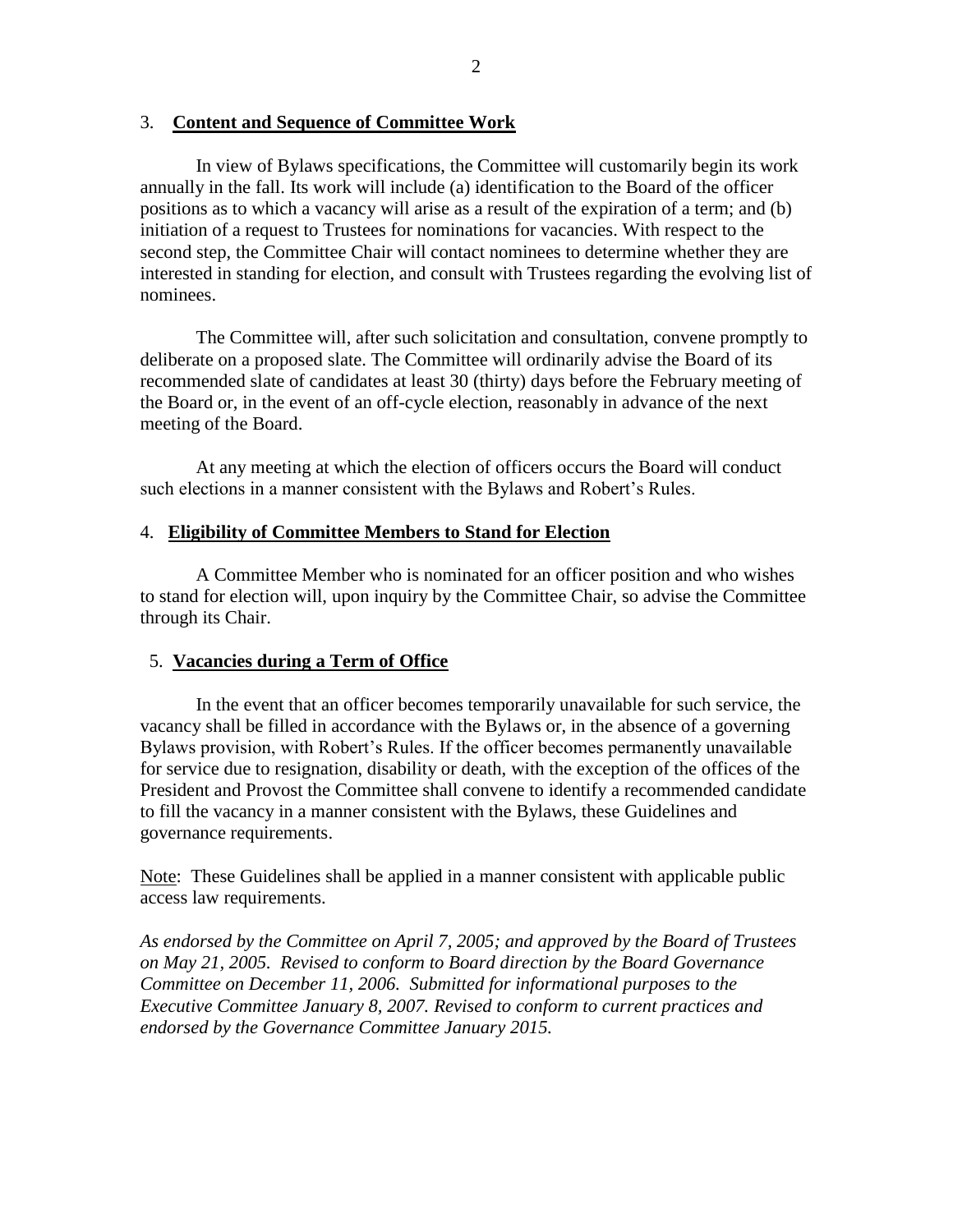## 3. **Content and Sequence of Committee Work**

In view of Bylaws specifications, the Committee will customarily begin its work annually in the fall. Its work will include (a) identification to the Board of the officer positions as to which a vacancy will arise as a result of the expiration of a term; and (b) initiation of a request to Trustees for nominations for vacancies. With respect to the second step, the Committee Chair will contact nominees to determine whether they are interested in standing for election, and consult with Trustees regarding the evolving list of nominees.

The Committee will, after such solicitation and consultation, convene promptly to deliberate on a proposed slate. The Committee will ordinarily advise the Board of its recommended slate of candidates at least 30 (thirty) days before the February meeting of the Board or, in the event of an off-cycle election, reasonably in advance of the next meeting of the Board.

At any meeting at which the election of officers occurs the Board will conduct such elections in a manner consistent with the Bylaws and Robert's Rules.

## 4. **Eligibility of Committee Members to Stand for Election**

A Committee Member who is nominated for an officer position and who wishes to stand for election will, upon inquiry by the Committee Chair, so advise the Committee through its Chair.

## 5. **Vacancies during a Term of Office**

In the event that an officer becomes temporarily unavailable for such service, the vacancy shall be filled in accordance with the Bylaws or, in the absence of a governing Bylaws provision, with Robert's Rules. If the officer becomes permanently unavailable for service due to resignation, disability or death, with the exception of the offices of the President and Provost the Committee shall convene to identify a recommended candidate to fill the vacancy in a manner consistent with the Bylaws, these Guidelines and governance requirements.

Note: These Guidelines shall be applied in a manner consistent with applicable public access law requirements.

*As endorsed by the Committee on April 7, 2005; and approved by the Board of Trustees on May 21, 2005. Revised to conform to Board direction by the Board Governance Committee on December 11, 2006. Submitted for informational purposes to the Executive Committee January 8, 2007. Revised to conform to current practices and endorsed by the Governance Committee January 2015.*